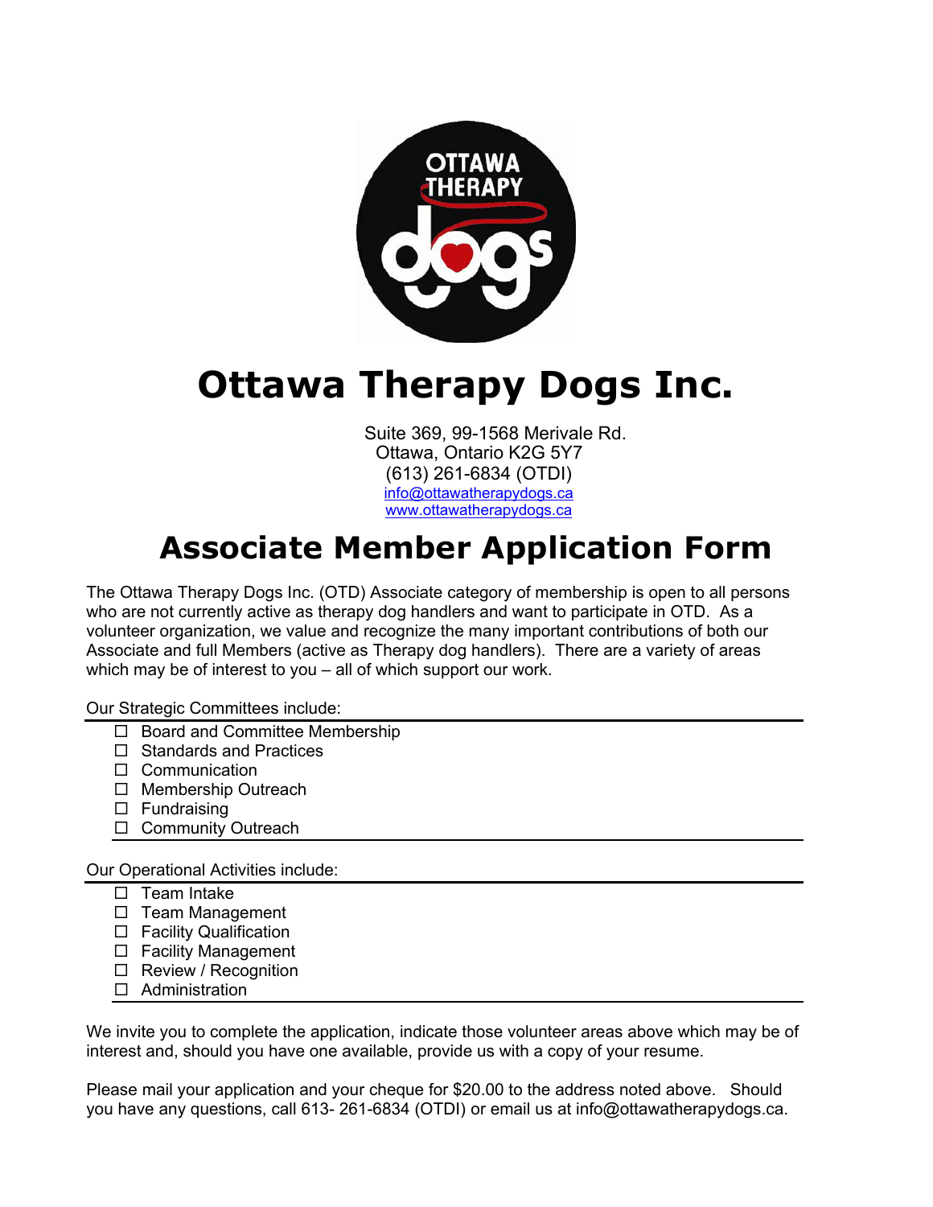# Ottawa Therapy Dogs Inc.

Suite 369, 99-1568 Merivale Rd.
Ottawa, Ontario K2G 5Y7
(613) 261-6834 (OTDI)
info@ottawatherapydogs.ca
www.ottawatherapydogs.ca

## Associate Member Application Form

The Ottawa Therapy Dogs Inc. (OTD) Associate category of membership is open to all persons who are not currently active as therapy dog handlers and want to participate in OTD. As a volunteer organization, we value and recognize the many important contributions of both our Associate and full Members (active as Therapy dog handlers). There are a variety of areas which may be of interest to you – all of which support our work.

Our Strategic Committees include:

- ☐ Board and Committee Membership
- ☐ Standards and Practices
- ☐ Communication
- ☐ Membership Outreach
- ☐ Fundraising
- ☐ Community Outreach

Our Operational Activities include:

- ☐ Team Intake
- ☐ Team Management
- ☐ Facility Qualification
- ☐ Facility Management
- ☐ Review / Recognition
- ☐ Administration

We invite you to complete the application, indicate those volunteer areas above which may be of interest and, should you have one available, provide us with a copy of your resume.

Please mail your application and your cheque for $20.00 to the address noted above. Should you have any questions, call 613- 261-6834 (OTDI) or email us at info@ottawatherapydogs.ca.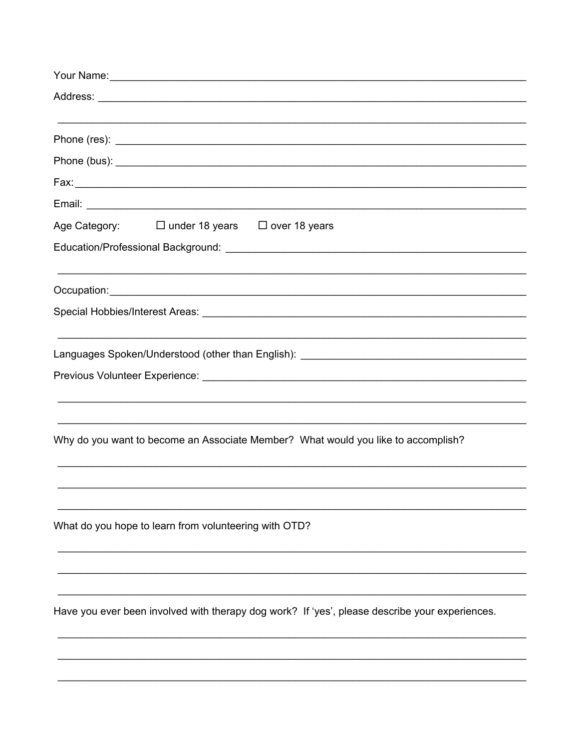Your Name: ______________________________________________________________________

Address: ________________________________________________________________________

_______________________________________________________________________________

Phone (res): _____________________________________________________________________

Phone (bus): _____________________________________________________________________

Fax: ____________________________________________________________________________

Email: __________________________________________________________________________

Age Category: ☐ under 18 years ☐ over 18 years

Education/Professional Background: ____________________________________________

_______________________________________________________________________________

Occupation: ______________________________________________________________________

Special Hobbies/Interest Areas: _______________________________________________

_______________________________________________________________________________

Languages Spoken/Understood (other than English): ________________________________

Previous Volunteer Experience: _________________________________________________

_______________________________________________________________________________

_______________________________________________________________________________

Why do you want to become an Associate Member? What would you like to accomplish?

_______________________________________________________________________________

_______________________________________________________________________________

_______________________________________________________________________________

What do you hope to learn from volunteering with OTD?

_______________________________________________________________________________

_______________________________________________________________________________

_______________________________________________________________________________

Have you ever been involved with therapy dog work? If 'yes', please describe your experiences.

_______________________________________________________________________________

_______________________________________________________________________________

_______________________________________________________________________________